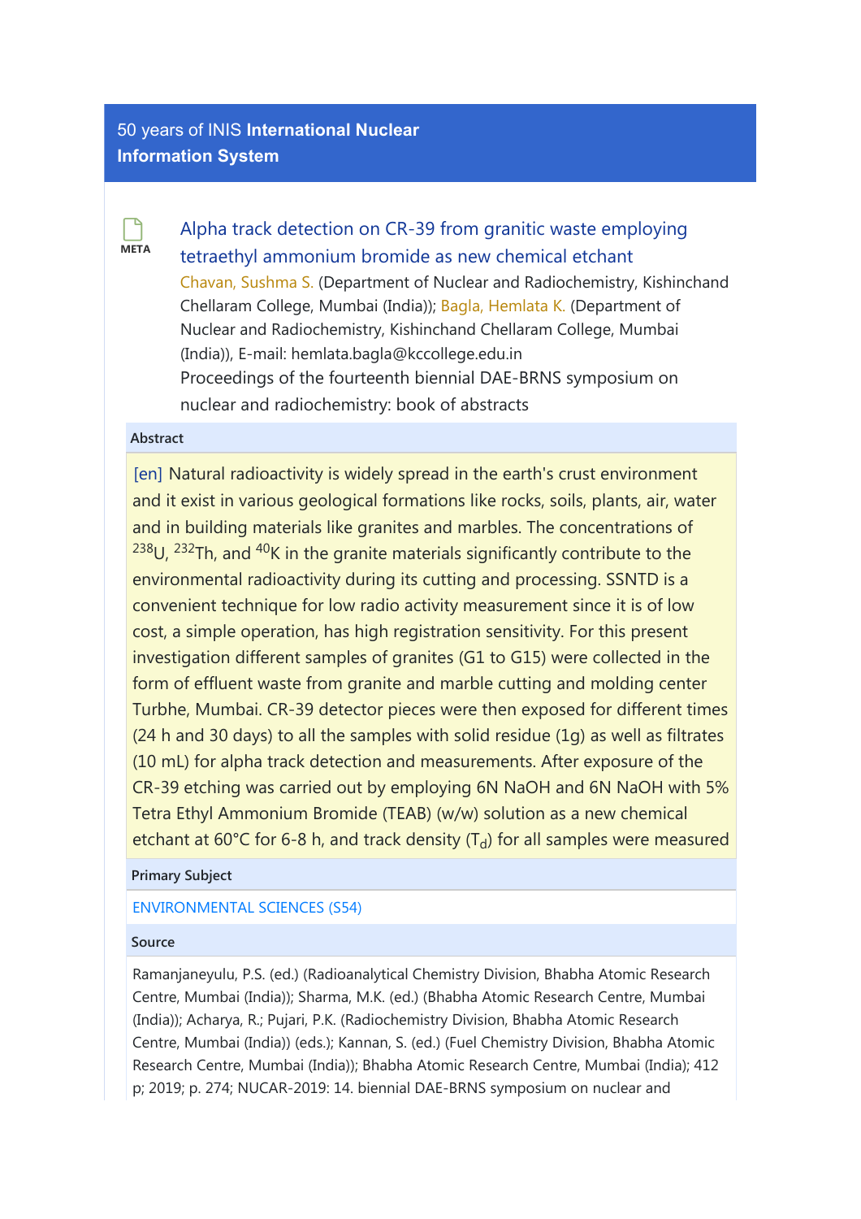50 years of INIS **International Nuclear Information System**

META

## Alpha track detection on CR-39 from granitic waste employing tetraethyl ammonium bromide as new chemical etchant

Chavan, Sushma S. (Department of Nuclear and Radiochemistry, Kishinchand Chellaram College, Mumbai (India)); Bagla, Hemlata K. (Department of Nuclear and Radiochemistry, Kishinchand Chellaram College, Mumbai (India)), E-mail: hemlata.bagla@kccollege.edu.in

Proceedings of the fourteenth biennial DAE-BRNS symposium on nuclear and radiochemistry: book of abstracts

### Abstract

[en] Natural radioactivity is widely spread in the earth's crust environment and it exist in various geological formations like rocks, soils, plants, air, water and in building materials like granites and marbles. The concentrations of $^{238}$U, $^{232}$Th, and $^{40}$K in the granite materials significantly contribute to the environmental radioactivity during its cutting and processing. SSNTD is a convenient technique for low radio activity measurement since it is of low cost, a simple operation, has high registration sensitivity. For this present investigation different samples of granites (G1 to G15) were collected in the form of effluent waste from granite and marble cutting and molding center Turbhe, Mumbai. CR-39 detector pieces were then exposed for different times (24 h and 30 days) to all the samples with solid residue (1g) as well as filtrates (10 mL) for alpha track detection and measurements. After exposure of the CR-39 etching was carried out by employing 6N NaOH and 6N NaOH with 5% Tetra Ethyl Ammonium Bromide (TEAB) (w/w) solution as a new chemical etchant at 60°C for 6-8 h, and track density ($T_d$) for all samples were measured

### Primary Subject

ENVIRONMENTAL SCIENCES (S54)

### Source

Ramanjaneyulu, P.S. (ed.) (Radioanalytical Chemistry Division, Bhabha Atomic Research Centre, Mumbai (India)); Sharma, M.K. (ed.) (Bhabha Atomic Research Centre, Mumbai (India)); Acharya, R.; Pujari, P.K. (Radiochemistry Division, Bhabha Atomic Research Centre, Mumbai (India)) (eds.); Kannan, S. (ed.) (Fuel Chemistry Division, Bhabha Atomic Research Centre, Mumbai (India)); Bhabha Atomic Research Centre, Mumbai (India); 412 p; 2019; p. 274; NUCAR-2019: 14. biennial DAE-BRNS symposium on nuclear and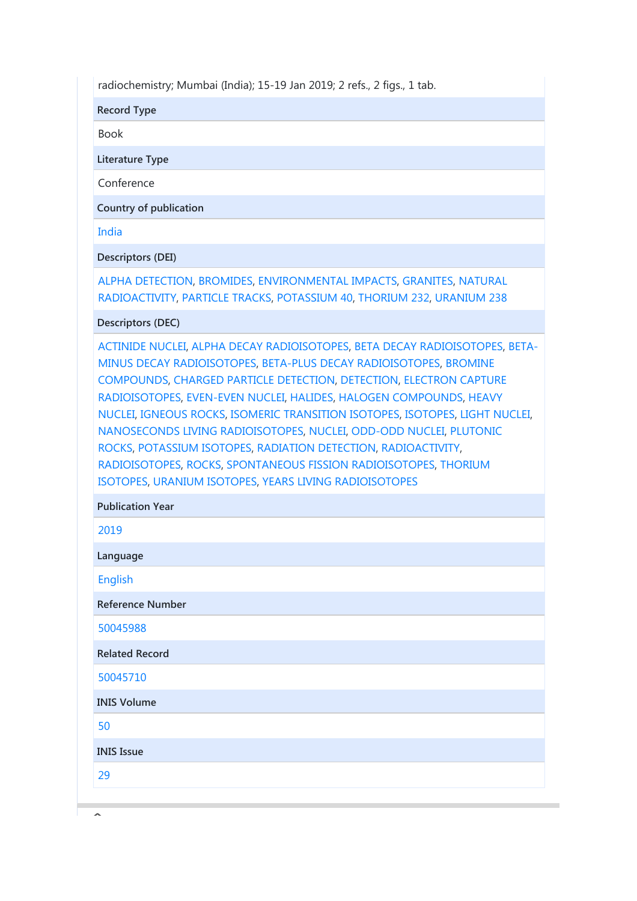radiochemistry; Mumbai (India); 15-19 Jan 2019; 2 refs., 2 figs., 1 tab.

**Record Type**

Book

**Literature Type**

Conference

**Country of publication**

India

**Descriptors (DEI)**

ALPHA DETECTION, BROMIDES, ENVIRONMENTAL IMPACTS, GRANITES, NATURAL RADIOACTIVITY, PARTICLE TRACKS, POTASSIUM 40, THORIUM 232, URANIUM 238

**Descriptors (DEC)**

ACTINIDE NUCLEI, ALPHA DECAY RADIOISOTOPES, BETA DECAY RADIOISOTOPES, BETA-MINUS DECAY RADIOISOTOPES, BETA-PLUS DECAY RADIOISOTOPES, BROMINE COMPOUNDS, CHARGED PARTICLE DETECTION, DETECTION, ELECTRON CAPTURE RADIOISOTOPES, EVEN-EVEN NUCLEI, HALIDES, HALOGEN COMPOUNDS, HEAVY NUCLEI, IGNEOUS ROCKS, ISOMERIC TRANSITION ISOTOPES, ISOTOPES, LIGHT NUCLEI, NANOSECONDS LIVING RADIOISOTOPES, NUCLEI, ODD-ODD NUCLEI, PLUTONIC ROCKS, POTASSIUM ISOTOPES, RADIATION DETECTION, RADIOACTIVITY, RADIOISOTOPES, ROCKS, SPONTANEOUS FISSION RADIOISOTOPES, THORIUM ISOTOPES, URANIUM ISOTOPES, YEARS LIVING RADIOISOTOPES

**Publication Year**

2019

**Language**

English

**Reference Number**

50045988

**Related Record**

50045710

**INIS Volume**

50

**INIS Issue**

29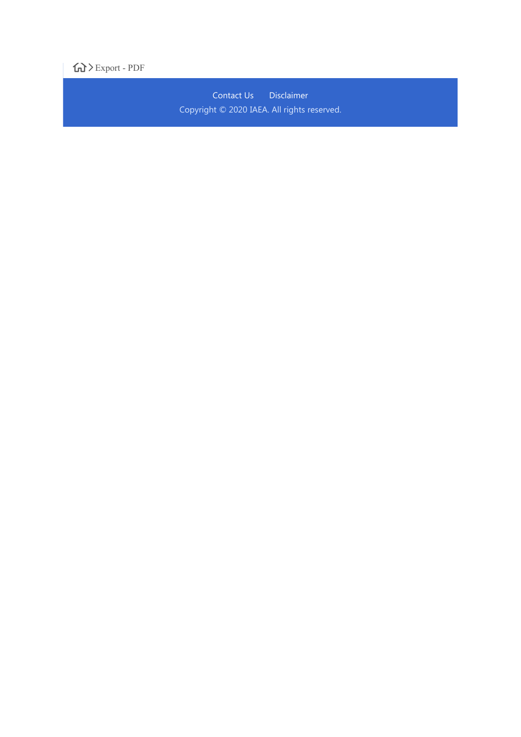> Export - PDF

Contact Us Disclaimer

Copyright © 2020 IAEA. All rights reserved.